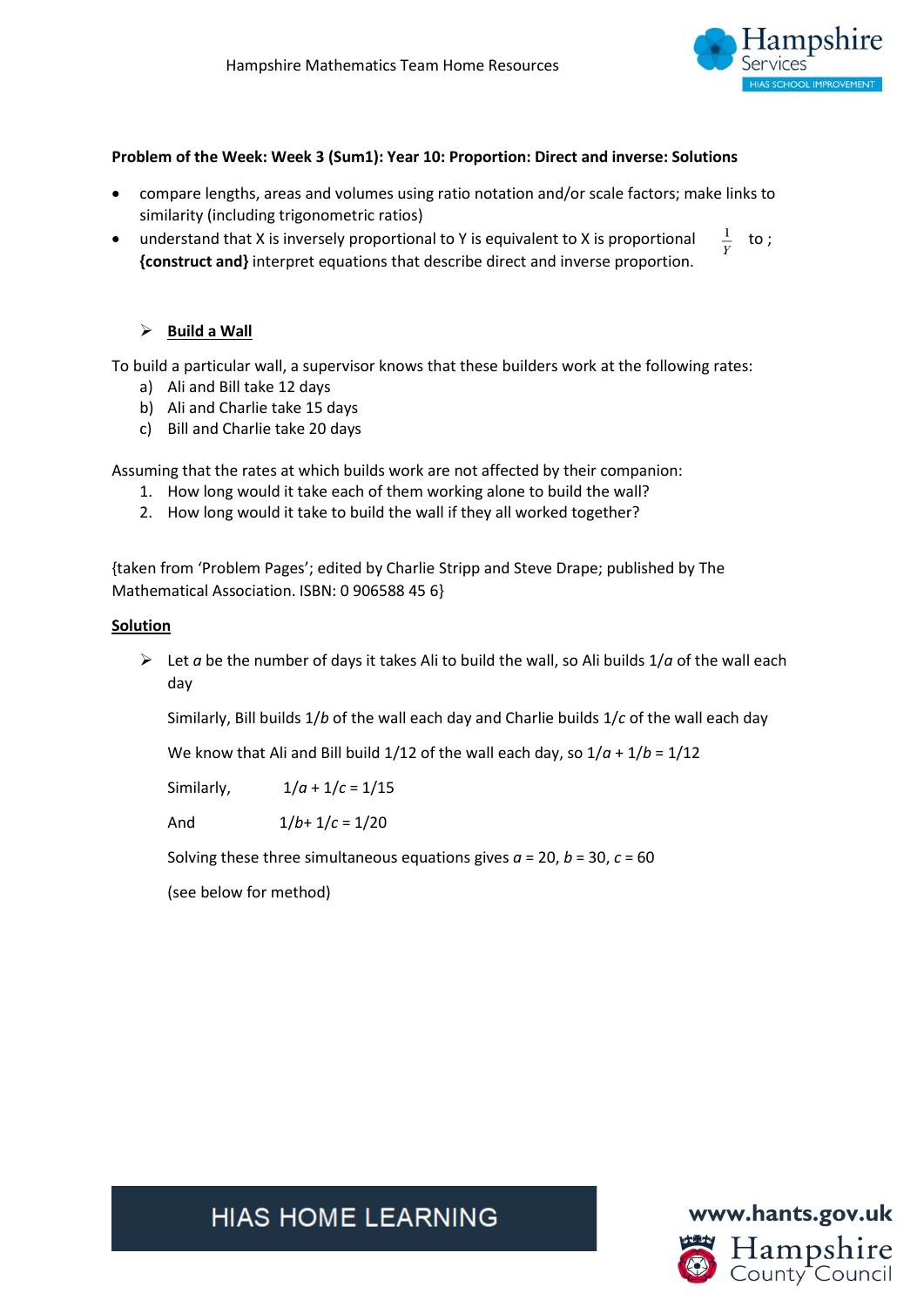**Problem of the Week: Week 3 (Sum1): Year 10: Proportion: Direct and inverse: Solutions**

- compare lengths, areas and volumes using ratio notation and/or scale factors; make links to similarity (including trigonometric ratios)
- understand that X is inversely proportional to Y is equivalent to X is proportional to $\frac{1}{Y}$ ; **{construct and}** interpret equations that describe direct and inverse proportion.

## Build a Wall

To build a particular wall, a supervisor knows that these builders work at the following rates:

a) Ali and Bill take 12 days
b) Ali and Charlie take 15 days
c) Bill and Charlie take 20 days

Assuming that the rates at which builds work are not affected by their companion:

1. How long would it take each of them working alone to build the wall?
2. How long would it take to build the wall if they all worked together?

{taken from 'Problem Pages'; edited by Charlie Stripp and Steve Drape; published by The Mathematical Association. ISBN: 0 906588 45 6}

**Solution**

- Let $a$ be the number of days it takes Ali to build the wall, so Ali builds $1/a$ of the wall each day

  Similarly, Bill builds $1/b$ of the wall each day and Charlie builds $1/c$ of the wall each day

  We know that Ali and Bill build 1/12 of the wall each day, so $1/a + 1/b = 1/12$

  Similarly, $1/a + 1/c = 1/15$

  And $1/b + 1/c = 1/20$

  Solving these three simultaneous equations gives $a = 20$, $b = 30$, $c = 60$

  (see below for method)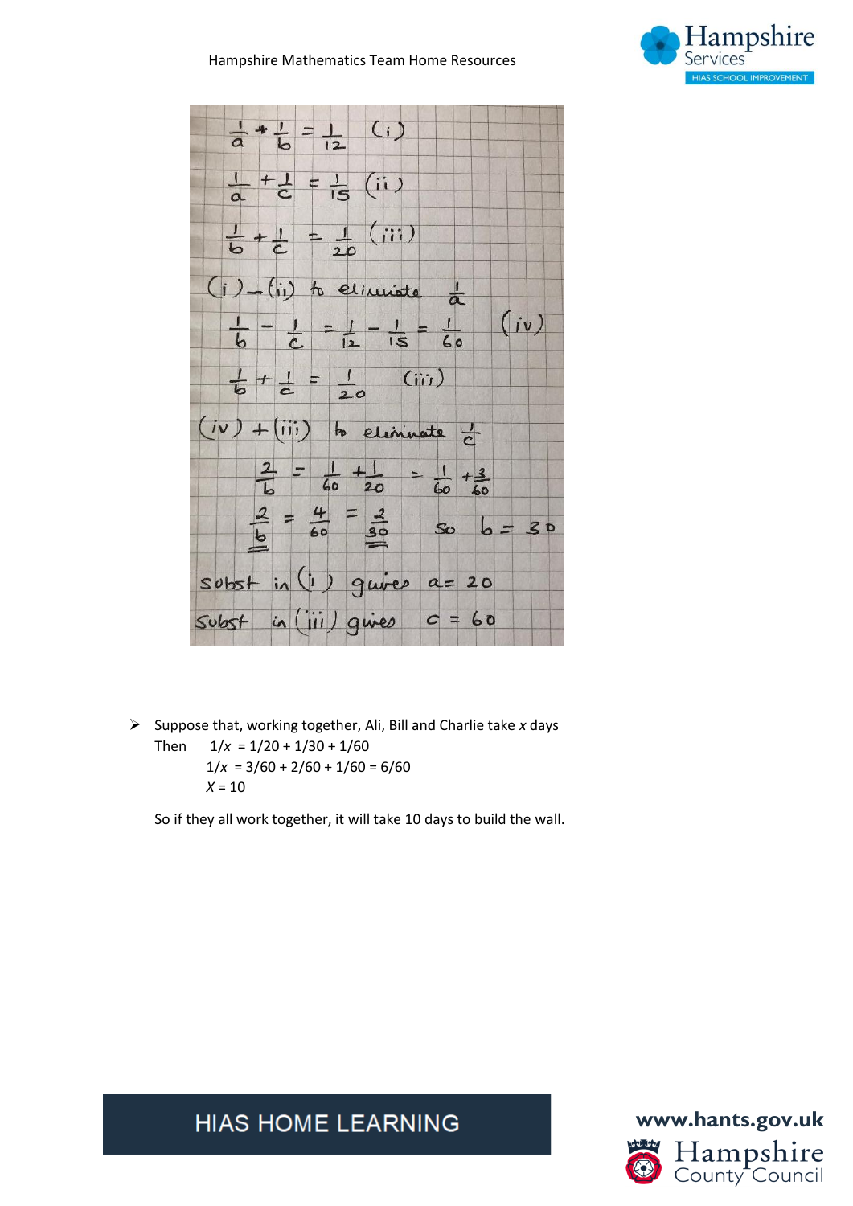$$\frac{1}{a} + \frac{1}{b} = \frac{1}{12} \quad (i)$$

$$\frac{1}{a} + \frac{1}{c} = \frac{1}{15} \quad (ii)$$

$$\frac{1}{b} + \frac{1}{c} = \frac{1}{20} \quad (iii)$$

(i) – (ii) to eliminate $\frac{1}{a}$

$$\frac{1}{b} - \frac{1}{c} = \frac{1}{12} - \frac{1}{15} = \frac{1}{60} \quad (iv)$$

$$\frac{1}{b} + \frac{1}{c} = \frac{1}{20} \quad (iii)$$

(iv) + (iii) to eliminate $\frac{1}{c}$

$$\frac{2}{b} = \frac{1}{60} + \frac{1}{20} = \frac{1}{60} + \frac{3}{60}$$

$$\frac{2}{b} = \frac{4}{60} = \frac{2}{30} \quad \text{so } b = 30$$

subst in (i) gives $a = 20$

Subst in (iii) gives $c = 60$

- Suppose that, working together, Ali, Bill and Charlie take $x$ days

  Then $1/x = 1/20 + 1/30 + 1/60$

  $1/x = 3/60 + 2/60 + 1/60 = 6/60$

  $X = 10$

  So if they all work together, it will take 10 days to build the wall.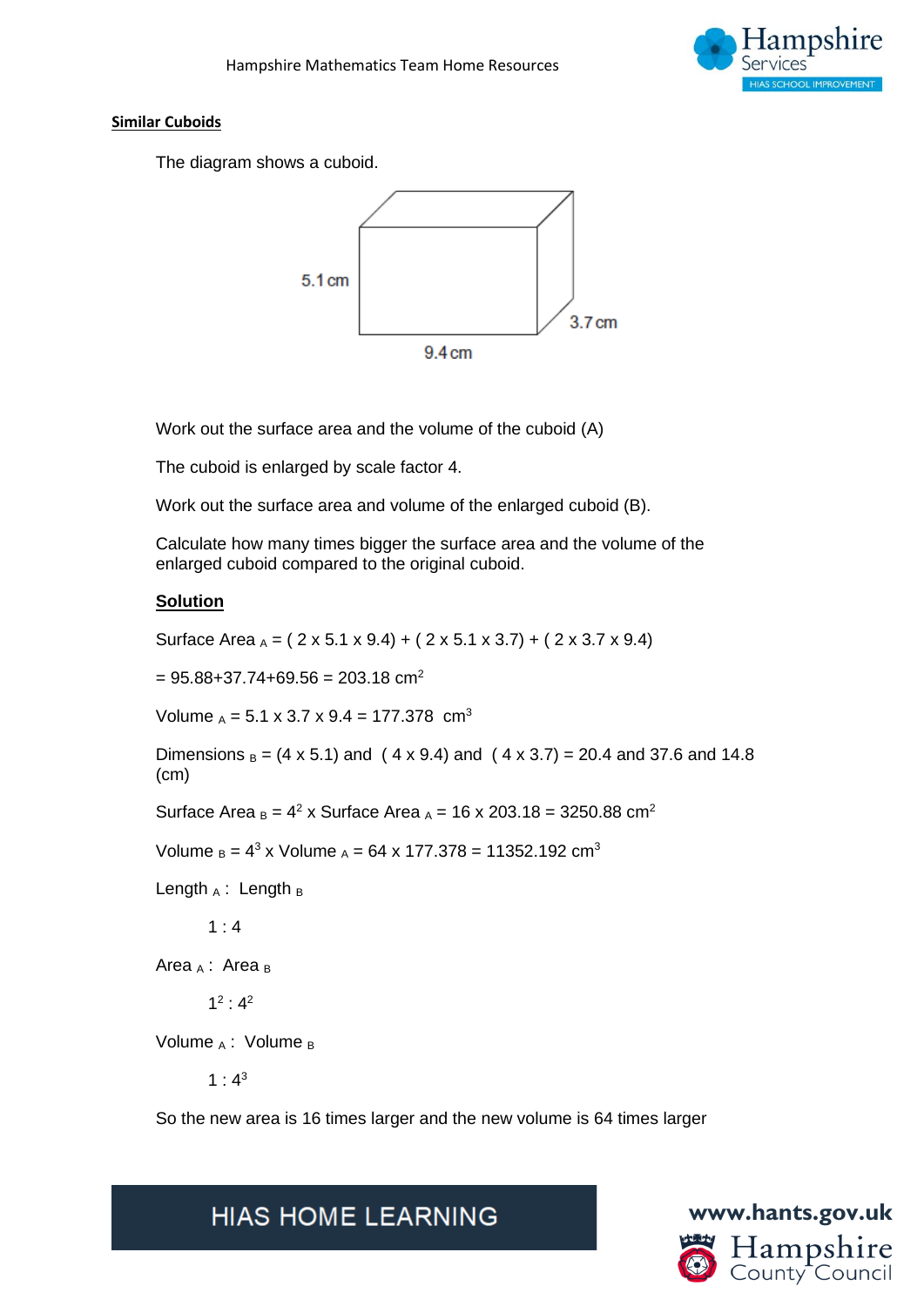## Similar Cuboids

The diagram shows a cuboid.

5.1 cm

3.7 cm

9.4 cm

Work out the surface area and the volume of the cuboid (A)

The cuboid is enlarged by scale factor 4.

Work out the surface area and volume of the enlarged cuboid (B).

Calculate how many times bigger the surface area and the volume of the enlarged cuboid compared to the original cuboid.

**Solution**

Surface Area $_A$ = ( 2 x 5.1 x 9.4) + ( 2 x 5.1 x 3.7) + ( 2 x 3.7 x 9.4)

= 95.88+37.74+69.56 = 203.18 cm$^2$

Volume $_A$ = 5.1 x 3.7 x 9.4 = 177.378 cm$^3$

Dimensions $_B$ = (4 x 5.1) and ( 4 x 9.4) and ( 4 x 3.7) = 20.4 and 37.6 and 14.8 (cm)

Surface Area $_B$ = $4^2$ x Surface Area $_A$ = 16 x 203.18 = 3250.88 cm$^2$

Volume $_B$ = $4^3$ x Volume $_A$ = 64 x 177.378 = 11352.192 cm$^3$

Length $_A$ : Length $_B$

1 : 4

Area $_A$ : Area $_B$

$1^2 : 4^2$

Volume $_A$ : Volume $_B$

$1 : 4^3$

So the new area is 16 times larger and the new volume is 64 times larger